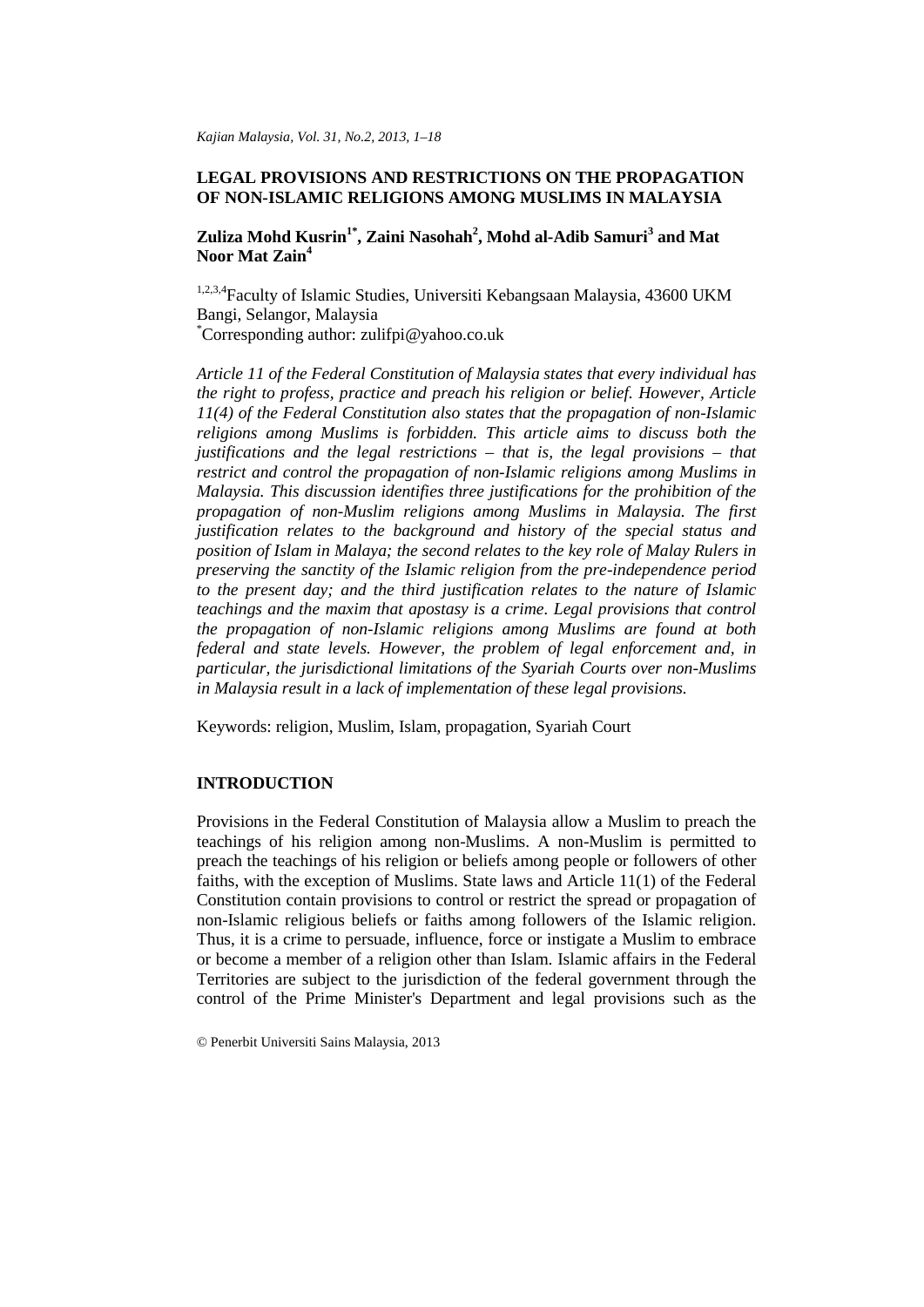# LEGAL PROVISIONS AND RESTRICTIONS ON THE PROPAGATION OF NON-ISLAMIC RELIGIONS AMONG MUSLIMS IN MALAYSIA

**Zuliza Mohd Kusrin[1*], Zaini Nasohah[2], Mohd al-Adib Samuri[3] and Mat Noor Mat Zain[4]**

[1,2,3,4]Faculty of Islamic Studies, Universiti Kebangsaan Malaysia, 43600 UKM Bangi, Selangor, Malaysia
[*]Corresponding author: zulifpi@yahoo.co.uk

*Article 11 of the Federal Constitution of Malaysia states that every individual has the right to profess, practice and preach his religion or belief. However, Article 11(4) of the Federal Constitution also states that the propagation of non-Islamic religions among Muslims is forbidden. This article aims to discuss both the justifications and the legal restrictions – that is, the legal provisions – that restrict and control the propagation of non-Islamic religions among Muslims in Malaysia. This discussion identifies three justifications for the prohibition of the propagation of non-Muslim religions among Muslims in Malaysia. The first justification relates to the background and history of the special status and position of Islam in Malaya; the second relates to the key role of Malay Rulers in preserving the sanctity of the Islamic religion from the pre-independence period to the present day; and the third justification relates to the nature of Islamic teachings and the maxim that apostasy is a crime. Legal provisions that control the propagation of non-Islamic religions among Muslims are found at both federal and state levels. However, the problem of legal enforcement and, in particular, the jurisdictional limitations of the Syariah Courts over non-Muslims in Malaysia result in a lack of implementation of these legal provisions.*

Keywords: religion, Muslim, Islam, propagation, Syariah Court

## INTRODUCTION

Provisions in the Federal Constitution of Malaysia allow a Muslim to preach the teachings of his religion among non-Muslims. A non-Muslim is permitted to preach the teachings of his religion or beliefs among people or followers of other faiths, with the exception of Muslims. State laws and Article 11(1) of the Federal Constitution contain provisions to control or restrict the spread or propagation of non-Islamic religious beliefs or faiths among followers of the Islamic religion. Thus, it is a crime to persuade, influence, force or instigate a Muslim to embrace or become a member of a religion other than Islam. Islamic affairs in the Federal Territories are subject to the jurisdiction of the federal government through the control of the Prime Minister's Department and legal provisions such as the

© Penerbit Universiti Sains Malaysia, 2013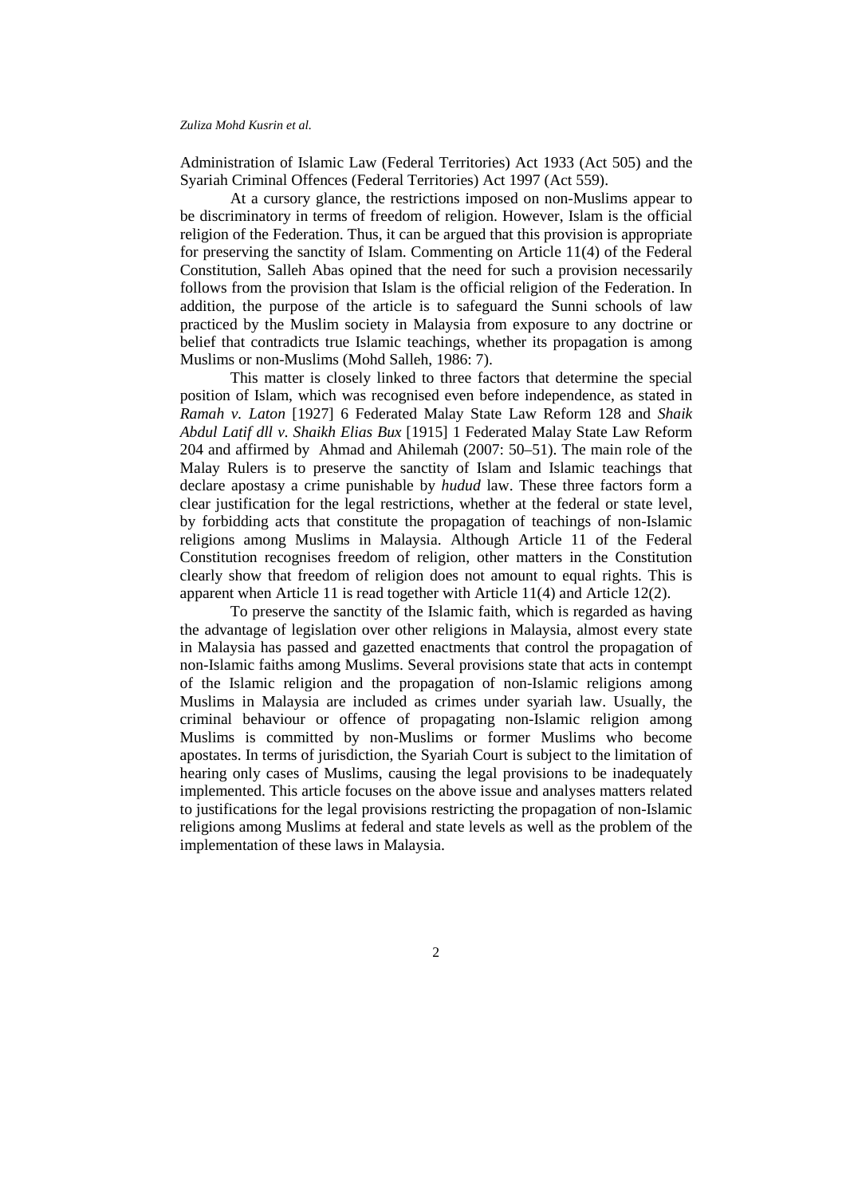Administration of Islamic Law (Federal Territories) Act 1933 (Act 505) and the Syariah Criminal Offences (Federal Territories) Act 1997 (Act 559).

At a cursory glance, the restrictions imposed on non-Muslims appear to be discriminatory in terms of freedom of religion. However, Islam is the official religion of the Federation. Thus, it can be argued that this provision is appropriate for preserving the sanctity of Islam. Commenting on Article 11(4) of the Federal Constitution, Salleh Abas opined that the need for such a provision necessarily follows from the provision that Islam is the official religion of the Federation. In addition, the purpose of the article is to safeguard the Sunni schools of law practiced by the Muslim society in Malaysia from exposure to any doctrine or belief that contradicts true Islamic teachings, whether its propagation is among Muslims or non-Muslims (Mohd Salleh, 1986: 7).

This matter is closely linked to three factors that determine the special position of Islam, which was recognised even before independence, as stated in *Ramah v. Laton* [1927] 6 Federated Malay State Law Reform 128 and *Shaik Abdul Latif dll v. Shaikh Elias Bux* [1915] 1 Federated Malay State Law Reform 204 and affirmed by Ahmad and Ahilemah (2007: 50–51). The main role of the Malay Rulers is to preserve the sanctity of Islam and Islamic teachings that declare apostasy a crime punishable by *hudud* law. These three factors form a clear justification for the legal restrictions, whether at the federal or state level, by forbidding acts that constitute the propagation of teachings of non-Islamic religions among Muslims in Malaysia. Although Article 11 of the Federal Constitution recognises freedom of religion, other matters in the Constitution clearly show that freedom of religion does not amount to equal rights. This is apparent when Article 11 is read together with Article 11(4) and Article 12(2).

To preserve the sanctity of the Islamic faith, which is regarded as having the advantage of legislation over other religions in Malaysia, almost every state in Malaysia has passed and gazetted enactments that control the propagation of non-Islamic faiths among Muslims. Several provisions state that acts in contempt of the Islamic religion and the propagation of non-Islamic religions among Muslims in Malaysia are included as crimes under syariah law. Usually, the criminal behaviour or offence of propagating non-Islamic religion among Muslims is committed by non-Muslims or former Muslims who become apostates. In terms of jurisdiction, the Syariah Court is subject to the limitation of hearing only cases of Muslims, causing the legal provisions to be inadequately implemented. This article focuses on the above issue and analyses matters related to justifications for the legal provisions restricting the propagation of non-Islamic religions among Muslims at federal and state levels as well as the problem of the implementation of these laws in Malaysia.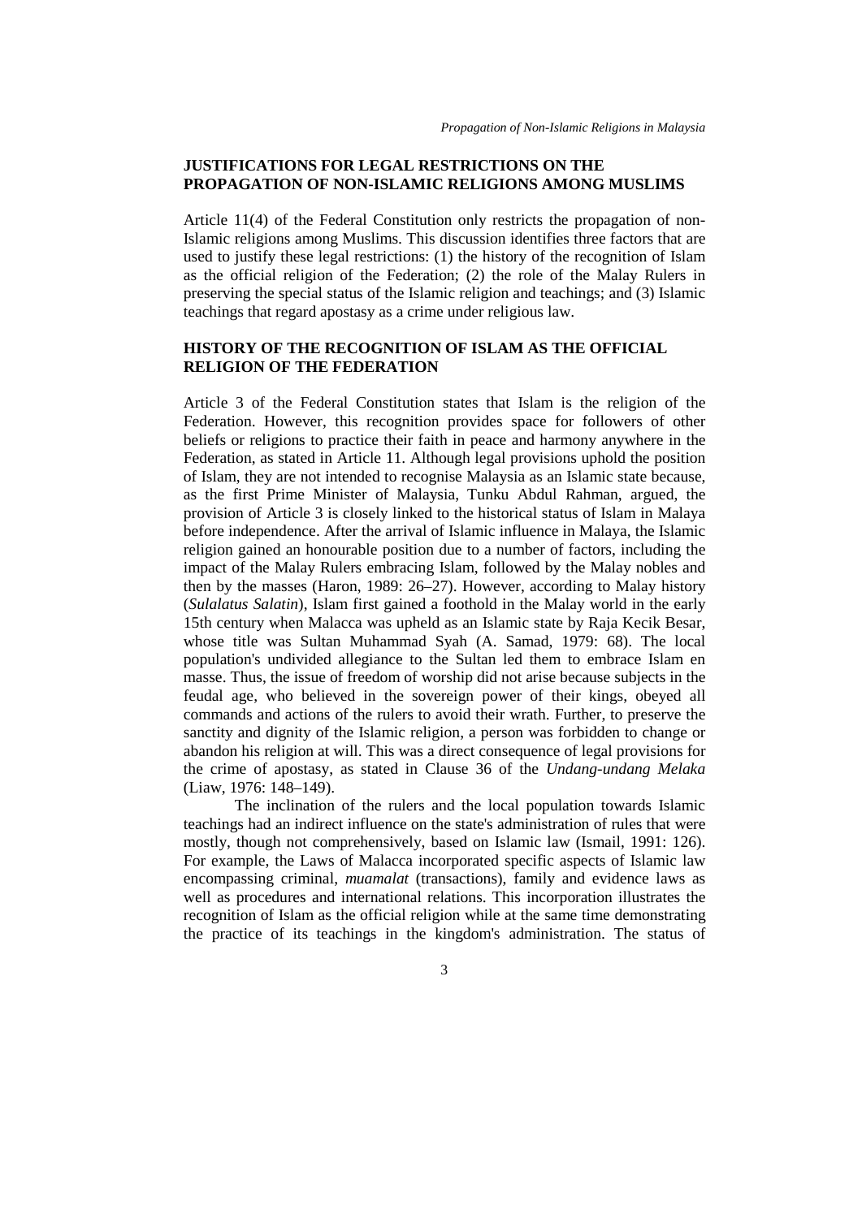## JUSTIFICATIONS FOR LEGAL RESTRICTIONS ON THE PROPAGATION OF NON-ISLAMIC RELIGIONS AMONG MUSLIMS

Article 11(4) of the Federal Constitution only restricts the propagation of non-Islamic religions among Muslims. This discussion identifies three factors that are used to justify these legal restrictions: (1) the history of the recognition of Islam as the official religion of the Federation; (2) the role of the Malay Rulers in preserving the special status of the Islamic religion and teachings; and (3) Islamic teachings that regard apostasy as a crime under religious law.

## HISTORY OF THE RECOGNITION OF ISLAM AS THE OFFICIAL RELIGION OF THE FEDERATION

Article 3 of the Federal Constitution states that Islam is the religion of the Federation. However, this recognition provides space for followers of other beliefs or religions to practice their faith in peace and harmony anywhere in the Federation, as stated in Article 11. Although legal provisions uphold the position of Islam, they are not intended to recognise Malaysia as an Islamic state because, as the first Prime Minister of Malaysia, Tunku Abdul Rahman, argued, the provision of Article 3 is closely linked to the historical status of Islam in Malaya before independence. After the arrival of Islamic influence in Malaya, the Islamic religion gained an honourable position due to a number of factors, including the impact of the Malay Rulers embracing Islam, followed by the Malay nobles and then by the masses (Haron, 1989: 26–27). However, according to Malay history (*Sulalatus Salatin*), Islam first gained a foothold in the Malay world in the early 15th century when Malacca was upheld as an Islamic state by Raja Kecik Besar, whose title was Sultan Muhammad Syah (A. Samad, 1979: 68). The local population's undivided allegiance to the Sultan led them to embrace Islam en masse. Thus, the issue of freedom of worship did not arise because subjects in the feudal age, who believed in the sovereign power of their kings, obeyed all commands and actions of the rulers to avoid their wrath. Further, to preserve the sanctity and dignity of the Islamic religion, a person was forbidden to change or abandon his religion at will. This was a direct consequence of legal provisions for the crime of apostasy, as stated in Clause 36 of the *Undang-undang Melaka* (Liaw, 1976: 148–149).

The inclination of the rulers and the local population towards Islamic teachings had an indirect influence on the state's administration of rules that were mostly, though not comprehensively, based on Islamic law (Ismail, 1991: 126). For example, the Laws of Malacca incorporated specific aspects of Islamic law encompassing criminal, *muamalat* (transactions), family and evidence laws as well as procedures and international relations. This incorporation illustrates the recognition of Islam as the official religion while at the same time demonstrating the practice of its teachings in the kingdom's administration. The status of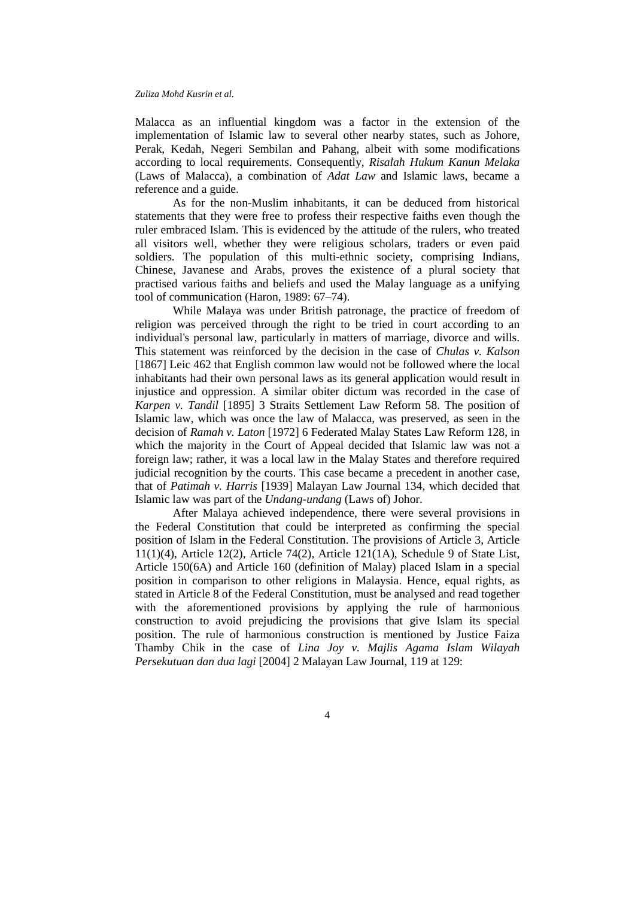Malacca as an influential kingdom was a factor in the extension of the implementation of Islamic law to several other nearby states, such as Johore, Perak, Kedah, Negeri Sembilan and Pahang, albeit with some modifications according to local requirements. Consequently, *Risalah Hukum Kanun Melaka* (Laws of Malacca), a combination of *Adat Law* and Islamic laws, became a reference and a guide.

As for the non-Muslim inhabitants, it can be deduced from historical statements that they were free to profess their respective faiths even though the ruler embraced Islam. This is evidenced by the attitude of the rulers, who treated all visitors well, whether they were religious scholars, traders or even paid soldiers. The population of this multi-ethnic society, comprising Indians, Chinese, Javanese and Arabs, proves the existence of a plural society that practised various faiths and beliefs and used the Malay language as a unifying tool of communication (Haron, 1989: 67–74).

While Malaya was under British patronage, the practice of freedom of religion was perceived through the right to be tried in court according to an individual's personal law, particularly in matters of marriage, divorce and wills. This statement was reinforced by the decision in the case of *Chulas v. Kalson* [1867] Leic 462 that English common law would not be followed where the local inhabitants had their own personal laws as its general application would result in injustice and oppression. A similar obiter dictum was recorded in the case of *Karpen v. Tandil* [1895] 3 Straits Settlement Law Reform 58. The position of Islamic law, which was once the law of Malacca, was preserved, as seen in the decision of *Ramah v. Laton* [1972] 6 Federated Malay States Law Reform 128, in which the majority in the Court of Appeal decided that Islamic law was not a foreign law; rather, it was a local law in the Malay States and therefore required judicial recognition by the courts. This case became a precedent in another case, that of *Patimah v. Harris* [1939] Malayan Law Journal 134, which decided that Islamic law was part of the *Undang-undang* (Laws of) Johor.

After Malaya achieved independence, there were several provisions in the Federal Constitution that could be interpreted as confirming the special position of Islam in the Federal Constitution. The provisions of Article 3, Article 11(1)(4), Article 12(2), Article 74(2), Article 121(1A), Schedule 9 of State List, Article 150(6A) and Article 160 (definition of Malay) placed Islam in a special position in comparison to other religions in Malaysia. Hence, equal rights, as stated in Article 8 of the Federal Constitution, must be analysed and read together with the aforementioned provisions by applying the rule of harmonious construction to avoid prejudicing the provisions that give Islam its special position. The rule of harmonious construction is mentioned by Justice Faiza Thamby Chik in the case of *Lina Joy v. Majlis Agama Islam Wilayah Persekutuan dan dua lagi* [2004] 2 Malayan Law Journal, 119 at 129: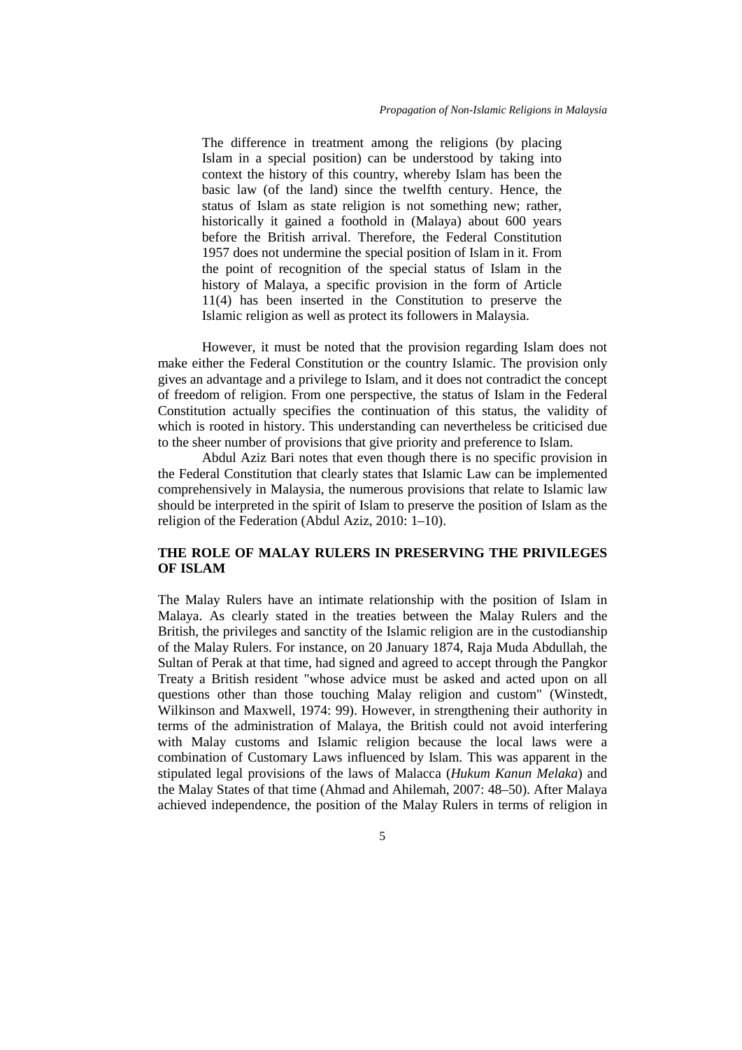> The difference in treatment among the religions (by placing Islam in a special position) can be understood by taking into context the history of this country, whereby Islam has been the basic law (of the land) since the twelfth century. Hence, the status of Islam as state religion is not something new; rather, historically it gained a foothold in (Malaya) about 600 years before the British arrival. Therefore, the Federal Constitution 1957 does not undermine the special position of Islam in it. From the point of recognition of the special status of Islam in the history of Malaya, a specific provision in the form of Article 11(4) has been inserted in the Constitution to preserve the Islamic religion as well as protect its followers in Malaysia.

However, it must be noted that the provision regarding Islam does not make either the Federal Constitution or the country Islamic. The provision only gives an advantage and a privilege to Islam, and it does not contradict the concept of freedom of religion. From one perspective, the status of Islam in the Federal Constitution actually specifies the continuation of this status, the validity of which is rooted in history. This understanding can nevertheless be criticised due to the sheer number of provisions that give priority and preference to Islam.

Abdul Aziz Bari notes that even though there is no specific provision in the Federal Constitution that clearly states that Islamic Law can be implemented comprehensively in Malaysia, the numerous provisions that relate to Islamic law should be interpreted in the spirit of Islam to preserve the position of Islam as the religion of the Federation (Abdul Aziz, 2010: 1–10).

## THE ROLE OF MALAY RULERS IN PRESERVING THE PRIVILEGES OF ISLAM

The Malay Rulers have an intimate relationship with the position of Islam in Malaya. As clearly stated in the treaties between the Malay Rulers and the British, the privileges and sanctity of the Islamic religion are in the custodianship of the Malay Rulers. For instance, on 20 January 1874, Raja Muda Abdullah, the Sultan of Perak at that time, had signed and agreed to accept through the Pangkor Treaty a British resident "whose advice must be asked and acted upon on all questions other than those touching Malay religion and custom" (Winstedt, Wilkinson and Maxwell, 1974: 99). However, in strengthening their authority in terms of the administration of Malaya, the British could not avoid interfering with Malay customs and Islamic religion because the local laws were a combination of Customary Laws influenced by Islam. This was apparent in the stipulated legal provisions of the laws of Malacca (*Hukum Kanun Melaka*) and the Malay States of that time (Ahmad and Ahilemah, 2007: 48–50). After Malaya achieved independence, the position of the Malay Rulers in terms of religion in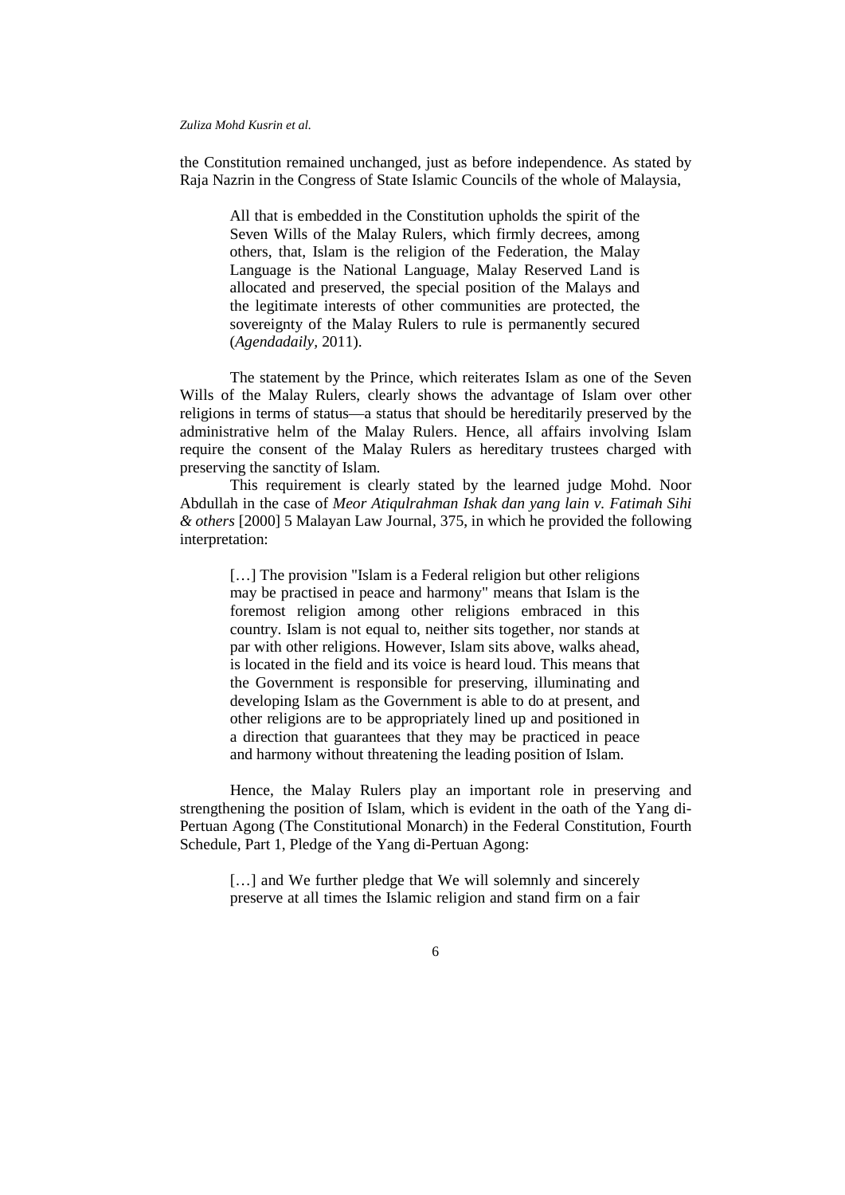the Constitution remained unchanged, just as before independence. As stated by Raja Nazrin in the Congress of State Islamic Councils of the whole of Malaysia,

> All that is embedded in the Constitution upholds the spirit of the Seven Wills of the Malay Rulers, which firmly decrees, among others, that, Islam is the religion of the Federation, the Malay Language is the National Language, Malay Reserved Land is allocated and preserved, the special position of the Malays and the legitimate interests of other communities are protected, the sovereignty of the Malay Rulers to rule is permanently secured (*Agendadaily*, 2011).

The statement by the Prince, which reiterates Islam as one of the Seven Wills of the Malay Rulers, clearly shows the advantage of Islam over other religions in terms of status—a status that should be hereditarily preserved by the administrative helm of the Malay Rulers. Hence, all affairs involving Islam require the consent of the Malay Rulers as hereditary trustees charged with preserving the sanctity of Islam.

This requirement is clearly stated by the learned judge Mohd. Noor Abdullah in the case of *Meor Atiqulrahman Ishak dan yang lain v. Fatimah Sihi & others* [2000] 5 Malayan Law Journal, 375, in which he provided the following interpretation:

> […] The provision "Islam is a Federal religion but other religions may be practised in peace and harmony" means that Islam is the foremost religion among other religions embraced in this country. Islam is not equal to, neither sits together, nor stands at par with other religions. However, Islam sits above, walks ahead, is located in the field and its voice is heard loud. This means that the Government is responsible for preserving, illuminating and developing Islam as the Government is able to do at present, and other religions are to be appropriately lined up and positioned in a direction that guarantees that they may be practiced in peace and harmony without threatening the leading position of Islam.

Hence, the Malay Rulers play an important role in preserving and strengthening the position of Islam, which is evident in the oath of the Yang di-Pertuan Agong (The Constitutional Monarch) in the Federal Constitution, Fourth Schedule, Part 1, Pledge of the Yang di-Pertuan Agong:

> […] and We further pledge that We will solemnly and sincerely preserve at all times the Islamic religion and stand firm on a fair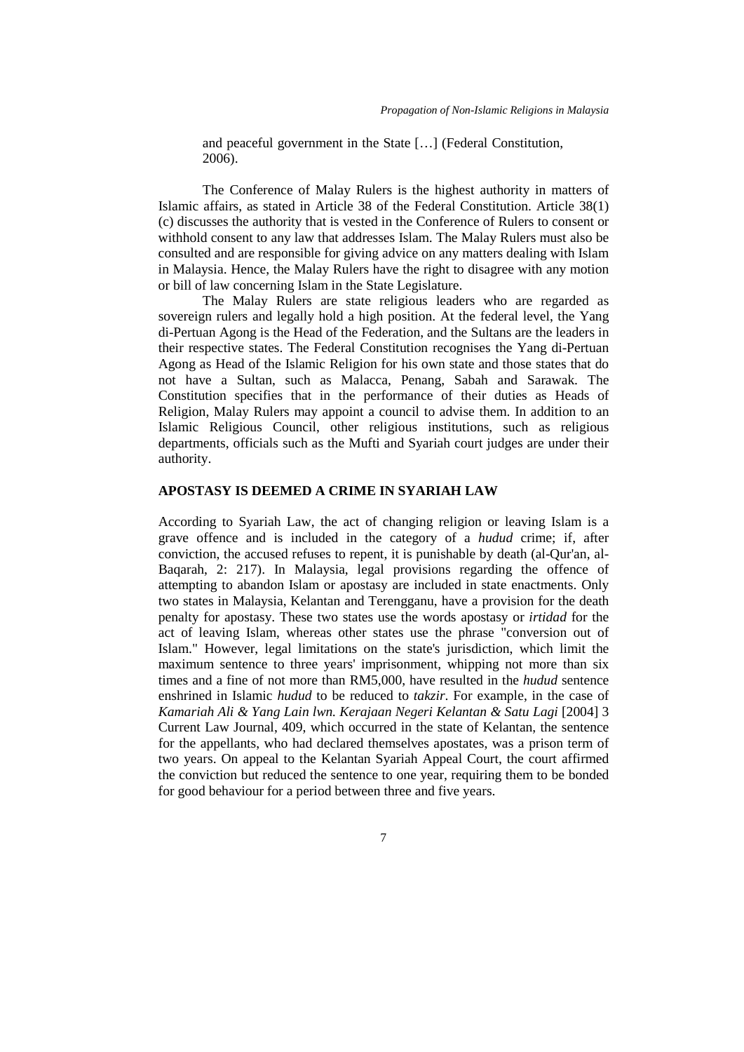and peaceful government in the State […] (Federal Constitution, 2006).

The Conference of Malay Rulers is the highest authority in matters of Islamic affairs, as stated in Article 38 of the Federal Constitution. Article 38(1)(c) discusses the authority that is vested in the Conference of Rulers to consent or withhold consent to any law that addresses Islam. The Malay Rulers must also be consulted and are responsible for giving advice on any matters dealing with Islam in Malaysia. Hence, the Malay Rulers have the right to disagree with any motion or bill of law concerning Islam in the State Legislature.

The Malay Rulers are state religious leaders who are regarded as sovereign rulers and legally hold a high position. At the federal level, the Yang di-Pertuan Agong is the Head of the Federation, and the Sultans are the leaders in their respective states. The Federal Constitution recognises the Yang di-Pertuan Agong as Head of the Islamic Religion for his own state and those states that do not have a Sultan, such as Malacca, Penang, Sabah and Sarawak. The Constitution specifies that in the performance of their duties as Heads of Religion, Malay Rulers may appoint a council to advise them. In addition to an Islamic Religious Council, other religious institutions, such as religious departments, officials such as the Mufti and Syariah court judges are under their authority.

## APOSTASY IS DEEMED A CRIME IN SYARIAH LAW

According to Syariah Law, the act of changing religion or leaving Islam is a grave offence and is included in the category of a *hudud* crime; if, after conviction, the accused refuses to repent, it is punishable by death (al-Qur'an, al-Baqarah, 2: 217). In Malaysia, legal provisions regarding the offence of attempting to abandon Islam or apostasy are included in state enactments. Only two states in Malaysia, Kelantan and Terengganu, have a provision for the death penalty for apostasy. These two states use the words apostasy or *irtidad* for the act of leaving Islam, whereas other states use the phrase "conversion out of Islam." However, legal limitations on the state's jurisdiction, which limit the maximum sentence to three years' imprisonment, whipping not more than six times and a fine of not more than RM5,000, have resulted in the *hudud* sentence enshrined in Islamic *hudud* to be reduced to *takzir*. For example, in the case of *Kamariah Ali & Yang Lain lwn. Kerajaan Negeri Kelantan & Satu Lagi* [2004] 3 Current Law Journal, 409, which occurred in the state of Kelantan, the sentence for the appellants, who had declared themselves apostates, was a prison term of two years. On appeal to the Kelantan Syariah Appeal Court, the court affirmed the conviction but reduced the sentence to one year, requiring them to be bonded for good behaviour for a period between three and five years.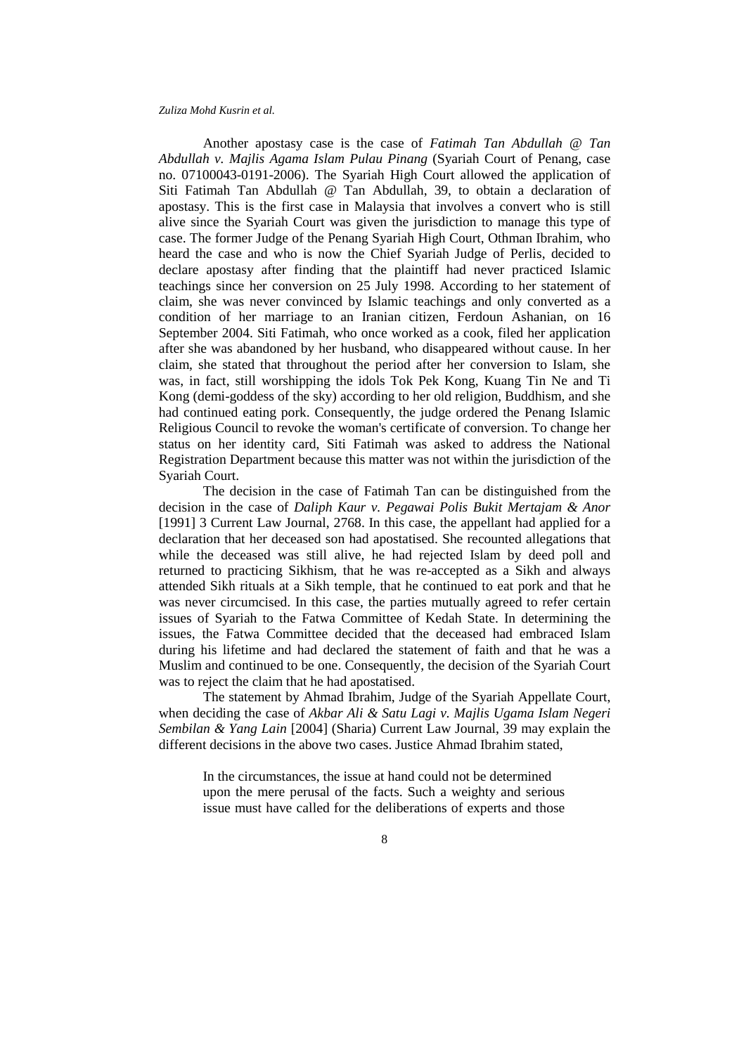Another apostasy case is the case of *Fatimah Tan Abdullah @ Tan Abdullah v. Majlis Agama Islam Pulau Pinang* (Syariah Court of Penang, case no. 07100043-0191-2006). The Syariah High Court allowed the application of Siti Fatimah Tan Abdullah @ Tan Abdullah, 39, to obtain a declaration of apostasy. This is the first case in Malaysia that involves a convert who is still alive since the Syariah Court was given the jurisdiction to manage this type of case. The former Judge of the Penang Syariah High Court, Othman Ibrahim, who heard the case and who is now the Chief Syariah Judge of Perlis, decided to declare apostasy after finding that the plaintiff had never practiced Islamic teachings since her conversion on 25 July 1998. According to her statement of claim, she was never convinced by Islamic teachings and only converted as a condition of her marriage to an Iranian citizen, Ferdoun Ashanian, on 16 September 2004. Siti Fatimah, who once worked as a cook, filed her application after she was abandoned by her husband, who disappeared without cause. In her claim, she stated that throughout the period after her conversion to Islam, she was, in fact, still worshipping the idols Tok Pek Kong, Kuang Tin Ne and Ti Kong (demi-goddess of the sky) according to her old religion, Buddhism, and she had continued eating pork. Consequently, the judge ordered the Penang Islamic Religious Council to revoke the woman's certificate of conversion. To change her status on her identity card, Siti Fatimah was asked to address the National Registration Department because this matter was not within the jurisdiction of the Syariah Court.

The decision in the case of Fatimah Tan can be distinguished from the decision in the case of *Daliph Kaur v. Pegawai Polis Bukit Mertajam & Anor* [1991] 3 Current Law Journal, 2768. In this case, the appellant had applied for a declaration that her deceased son had apostatised. She recounted allegations that while the deceased was still alive, he had rejected Islam by deed poll and returned to practicing Sikhism, that he was re-accepted as a Sikh and always attended Sikh rituals at a Sikh temple, that he continued to eat pork and that he was never circumcised. In this case, the parties mutually agreed to refer certain issues of Syariah to the Fatwa Committee of Kedah State. In determining the issues, the Fatwa Committee decided that the deceased had embraced Islam during his lifetime and had declared the statement of faith and that he was a Muslim and continued to be one. Consequently, the decision of the Syariah Court was to reject the claim that he had apostatised.

The statement by Ahmad Ibrahim, Judge of the Syariah Appellate Court, when deciding the case of *Akbar Ali & Satu Lagi v. Majlis Ugama Islam Negeri Sembilan & Yang Lain* [2004] (Sharia) Current Law Journal, 39 may explain the different decisions in the above two cases. Justice Ahmad Ibrahim stated,

> In the circumstances, the issue at hand could not be determined upon the mere perusal of the facts. Such a weighty and serious issue must have called for the deliberations of experts and those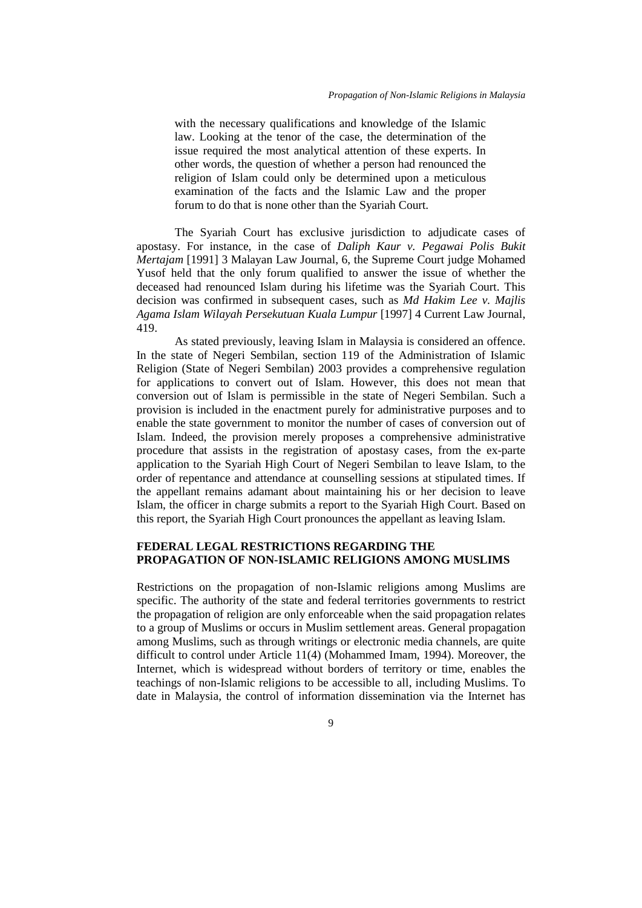with the necessary qualifications and knowledge of the Islamic law. Looking at the tenor of the case, the determination of the issue required the most analytical attention of these experts. In other words, the question of whether a person had renounced the religion of Islam could only be determined upon a meticulous examination of the facts and the Islamic Law and the proper forum to do that is none other than the Syariah Court.

The Syariah Court has exclusive jurisdiction to adjudicate cases of apostasy. For instance, in the case of *Daliph Kaur v. Pegawai Polis Bukit Mertajam* [1991] 3 Malayan Law Journal, 6, the Supreme Court judge Mohamed Yusof held that the only forum qualified to answer the issue of whether the deceased had renounced Islam during his lifetime was the Syariah Court. This decision was confirmed in subsequent cases, such as *Md Hakim Lee v. Majlis Agama Islam Wilayah Persekutuan Kuala Lumpur* [1997] 4 Current Law Journal, 419.

As stated previously, leaving Islam in Malaysia is considered an offence. In the state of Negeri Sembilan, section 119 of the Administration of Islamic Religion (State of Negeri Sembilan) 2003 provides a comprehensive regulation for applications to convert out of Islam. However, this does not mean that conversion out of Islam is permissible in the state of Negeri Sembilan. Such a provision is included in the enactment purely for administrative purposes and to enable the state government to monitor the number of cases of conversion out of Islam. Indeed, the provision merely proposes a comprehensive administrative procedure that assists in the registration of apostasy cases, from the ex-parte application to the Syariah High Court of Negeri Sembilan to leave Islam, to the order of repentance and attendance at counselling sessions at stipulated times. If the appellant remains adamant about maintaining his or her decision to leave Islam, the officer in charge submits a report to the Syariah High Court. Based on this report, the Syariah High Court pronounces the appellant as leaving Islam.

## FEDERAL LEGAL RESTRICTIONS REGARDING THE PROPAGATION OF NON-ISLAMIC RELIGIONS AMONG MUSLIMS

Restrictions on the propagation of non-Islamic religions among Muslims are specific. The authority of the state and federal territories governments to restrict the propagation of religion are only enforceable when the said propagation relates to a group of Muslims or occurs in Muslim settlement areas. General propagation among Muslims, such as through writings or electronic media channels, are quite difficult to control under Article 11(4) (Mohammed Imam, 1994). Moreover, the Internet, which is widespread without borders of territory or time, enables the teachings of non-Islamic religions to be accessible to all, including Muslims. To date in Malaysia, the control of information dissemination via the Internet has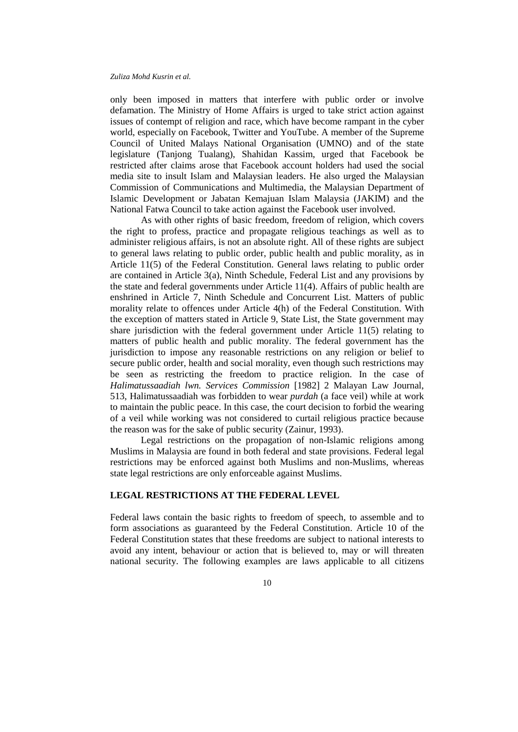only been imposed in matters that interfere with public order or involve defamation. The Ministry of Home Affairs is urged to take strict action against issues of contempt of religion and race, which have become rampant in the cyber world, especially on Facebook, Twitter and YouTube. A member of the Supreme Council of United Malays National Organisation (UMNO) and of the state legislature (Tanjong Tualang), Shahidan Kassim, urged that Facebook be restricted after claims arose that Facebook account holders had used the social media site to insult Islam and Malaysian leaders. He also urged the Malaysian Commission of Communications and Multimedia, the Malaysian Department of Islamic Development or Jabatan Kemajuan Islam Malaysia (JAKIM) and the National Fatwa Council to take action against the Facebook user involved.

As with other rights of basic freedom, freedom of religion, which covers the right to profess, practice and propagate religious teachings as well as to administer religious affairs, is not an absolute right. All of these rights are subject to general laws relating to public order, public health and public morality, as in Article 11(5) of the Federal Constitution. General laws relating to public order are contained in Article 3(a), Ninth Schedule, Federal List and any provisions by the state and federal governments under Article 11(4). Affairs of public health are enshrined in Article 7, Ninth Schedule and Concurrent List. Matters of public morality relate to offences under Article 4(h) of the Federal Constitution. With the exception of matters stated in Article 9, State List, the State government may share jurisdiction with the federal government under Article 11(5) relating to matters of public health and public morality. The federal government has the jurisdiction to impose any reasonable restrictions on any religion or belief to secure public order, health and social morality, even though such restrictions may be seen as restricting the freedom to practice religion. In the case of *Halimatussaadiah lwn. Services Commission* [1982] 2 Malayan Law Journal, 513, Halimatussaadiah was forbidden to wear *purdah* (a face veil) while at work to maintain the public peace. In this case, the court decision to forbid the wearing of a veil while working was not considered to curtail religious practice because the reason was for the sake of public security (Zainur, 1993).

Legal restrictions on the propagation of non-Islamic religions among Muslims in Malaysia are found in both federal and state provisions. Federal legal restrictions may be enforced against both Muslims and non-Muslims, whereas state legal restrictions are only enforceable against Muslims.

## LEGAL RESTRICTIONS AT THE FEDERAL LEVEL

Federal laws contain the basic rights to freedom of speech, to assemble and to form associations as guaranteed by the Federal Constitution. Article 10 of the Federal Constitution states that these freedoms are subject to national interests to avoid any intent, behaviour or action that is believed to, may or will threaten national security. The following examples are laws applicable to all citizens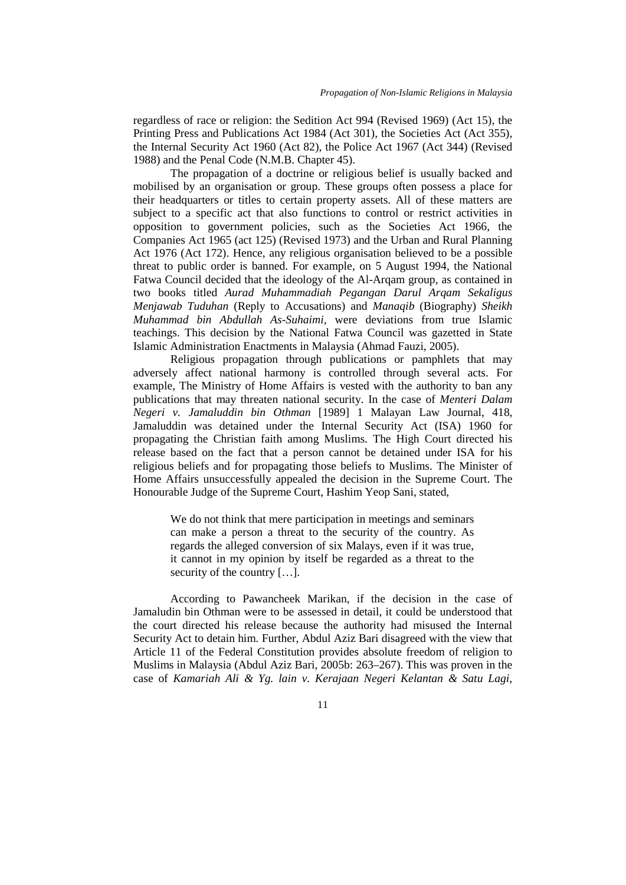regardless of race or religion: the Sedition Act 994 (Revised 1969) (Act 15), the Printing Press and Publications Act 1984 (Act 301), the Societies Act (Act 355), the Internal Security Act 1960 (Act 82), the Police Act 1967 (Act 344) (Revised 1988) and the Penal Code (N.M.B. Chapter 45).

The propagation of a doctrine or religious belief is usually backed and mobilised by an organisation or group. These groups often possess a place for their headquarters or titles to certain property assets. All of these matters are subject to a specific act that also functions to control or restrict activities in opposition to government policies, such as the Societies Act 1966, the Companies Act 1965 (act 125) (Revised 1973) and the Urban and Rural Planning Act 1976 (Act 172). Hence, any religious organisation believed to be a possible threat to public order is banned. For example, on 5 August 1994, the National Fatwa Council decided that the ideology of the Al-Arqam group, as contained in two books titled *Aurad Muhammadiah Pegangan Darul Arqam Sekaligus Menjawab Tuduhan* (Reply to Accusations) and *Manaqib* (Biography) *Sheikh Muhammad bin Abdullah As-Suhaimi*, were deviations from true Islamic teachings. This decision by the National Fatwa Council was gazetted in State Islamic Administration Enactments in Malaysia (Ahmad Fauzi, 2005).

Religious propagation through publications or pamphlets that may adversely affect national harmony is controlled through several acts. For example, The Ministry of Home Affairs is vested with the authority to ban any publications that may threaten national security. In the case of *Menteri Dalam Negeri v. Jamaluddin bin Othman* [1989] 1 Malayan Law Journal, 418, Jamaluddin was detained under the Internal Security Act (ISA) 1960 for propagating the Christian faith among Muslims. The High Court directed his release based on the fact that a person cannot be detained under ISA for his religious beliefs and for propagating those beliefs to Muslims. The Minister of Home Affairs unsuccessfully appealed the decision in the Supreme Court. The Honourable Judge of the Supreme Court, Hashim Yeop Sani, stated,

> We do not think that mere participation in meetings and seminars can make a person a threat to the security of the country. As regards the alleged conversion of six Malays, even if it was true, it cannot in my opinion by itself be regarded as a threat to the security of the country […].

According to Pawancheek Marikan, if the decision in the case of Jamaludin bin Othman were to be assessed in detail, it could be understood that the court directed his release because the authority had misused the Internal Security Act to detain him. Further, Abdul Aziz Bari disagreed with the view that Article 11 of the Federal Constitution provides absolute freedom of religion to Muslims in Malaysia (Abdul Aziz Bari, 2005b: 263–267). This was proven in the case of *Kamariah Ali & Yg. lain v. Kerajaan Negeri Kelantan & Satu Lagi*,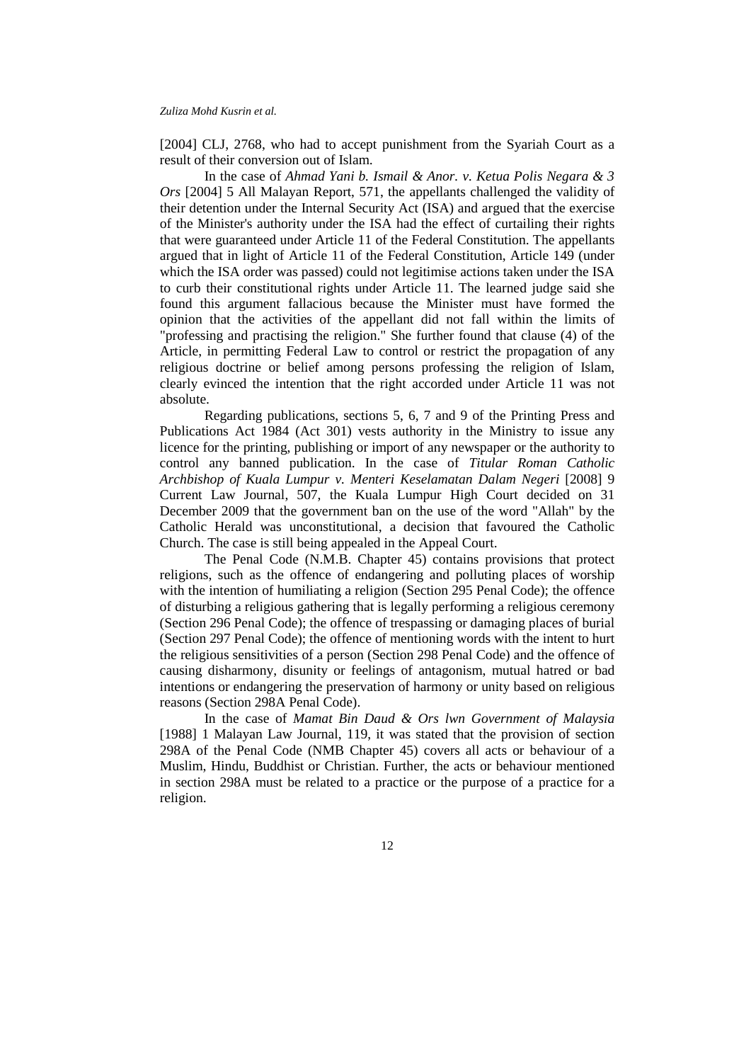[2004] CLJ, 2768, who had to accept punishment from the Syariah Court as a result of their conversion out of Islam.

In the case of *Ahmad Yani b. Ismail & Anor. v. Ketua Polis Negara & 3 Ors* [2004] 5 All Malayan Report, 571, the appellants challenged the validity of their detention under the Internal Security Act (ISA) and argued that the exercise of the Minister's authority under the ISA had the effect of curtailing their rights that were guaranteed under Article 11 of the Federal Constitution. The appellants argued that in light of Article 11 of the Federal Constitution, Article 149 (under which the ISA order was passed) could not legitimise actions taken under the ISA to curb their constitutional rights under Article 11. The learned judge said she found this argument fallacious because the Minister must have formed the opinion that the activities of the appellant did not fall within the limits of "professing and practising the religion." She further found that clause (4) of the Article, in permitting Federal Law to control or restrict the propagation of any religious doctrine or belief among persons professing the religion of Islam, clearly evinced the intention that the right accorded under Article 11 was not absolute.

Regarding publications, sections 5, 6, 7 and 9 of the Printing Press and Publications Act 1984 (Act 301) vests authority in the Ministry to issue any licence for the printing, publishing or import of any newspaper or the authority to control any banned publication. In the case of *Titular Roman Catholic Archbishop of Kuala Lumpur v. Menteri Keselamatan Dalam Negeri* [2008] 9 Current Law Journal, 507, the Kuala Lumpur High Court decided on 31 December 2009 that the government ban on the use of the word "Allah" by the Catholic Herald was unconstitutional, a decision that favoured the Catholic Church. The case is still being appealed in the Appeal Court.

The Penal Code (N.M.B. Chapter 45) contains provisions that protect religions, such as the offence of endangering and polluting places of worship with the intention of humiliating a religion (Section 295 Penal Code); the offence of disturbing a religious gathering that is legally performing a religious ceremony (Section 296 Penal Code); the offence of trespassing or damaging places of burial (Section 297 Penal Code); the offence of mentioning words with the intent to hurt the religious sensitivities of a person (Section 298 Penal Code) and the offence of causing disharmony, disunity or feelings of antagonism, mutual hatred or bad intentions or endangering the preservation of harmony or unity based on religious reasons (Section 298A Penal Code).

In the case of *Mamat Bin Daud & Ors lwn Government of Malaysia* [1988] 1 Malayan Law Journal, 119, it was stated that the provision of section 298A of the Penal Code (NMB Chapter 45) covers all acts or behaviour of a Muslim, Hindu, Buddhist or Christian. Further, the acts or behaviour mentioned in section 298A must be related to a practice or the purpose of a practice for a religion.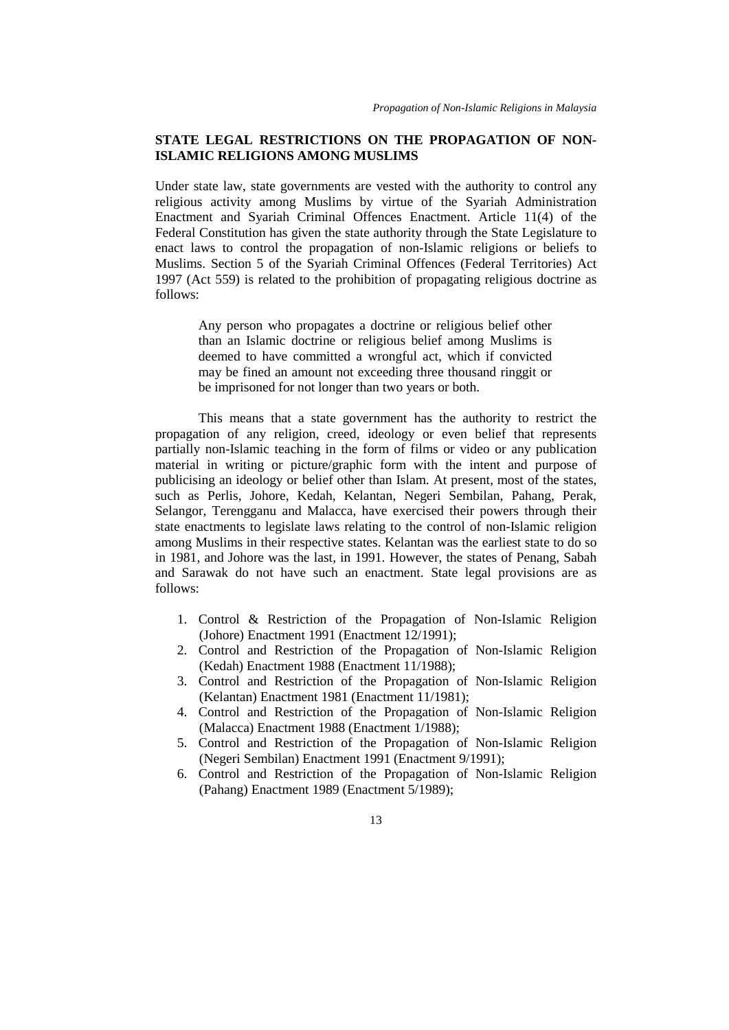## STATE LEGAL RESTRICTIONS ON THE PROPAGATION OF NON-ISLAMIC RELIGIONS AMONG MUSLIMS

Under state law, state governments are vested with the authority to control any religious activity among Muslims by virtue of the Syariah Administration Enactment and Syariah Criminal Offences Enactment. Article 11(4) of the Federal Constitution has given the state authority through the State Legislature to enact laws to control the propagation of non-Islamic religions or beliefs to Muslims. Section 5 of the Syariah Criminal Offences (Federal Territories) Act 1997 (Act 559) is related to the prohibition of propagating religious doctrine as follows:

> Any person who propagates a doctrine or religious belief other than an Islamic doctrine or religious belief among Muslims is deemed to have committed a wrongful act, which if convicted may be fined an amount not exceeding three thousand ringgit or be imprisoned for not longer than two years or both.

This means that a state government has the authority to restrict the propagation of any religion, creed, ideology or even belief that represents partially non-Islamic teaching in the form of films or video or any publication material in writing or picture/graphic form with the intent and purpose of publicising an ideology or belief other than Islam. At present, most of the states, such as Perlis, Johore, Kedah, Kelantan, Negeri Sembilan, Pahang, Perak, Selangor, Terengganu and Malacca, have exercised their powers through their state enactments to legislate laws relating to the control of non-Islamic religion among Muslims in their respective states. Kelantan was the earliest state to do so in 1981, and Johore was the last, in 1991. However, the states of Penang, Sabah and Sarawak do not have such an enactment. State legal provisions are as follows:

1. Control & Restriction of the Propagation of Non-Islamic Religion (Johore) Enactment 1991 (Enactment 12/1991);
2. Control and Restriction of the Propagation of Non-Islamic Religion (Kedah) Enactment 1988 (Enactment 11/1988);
3. Control and Restriction of the Propagation of Non-Islamic Religion (Kelantan) Enactment 1981 (Enactment 11/1981);
4. Control and Restriction of the Propagation of Non-Islamic Religion (Malacca) Enactment 1988 (Enactment 1/1988);
5. Control and Restriction of the Propagation of Non-Islamic Religion (Negeri Sembilan) Enactment 1991 (Enactment 9/1991);
6. Control and Restriction of the Propagation of Non-Islamic Religion (Pahang) Enactment 1989 (Enactment 5/1989);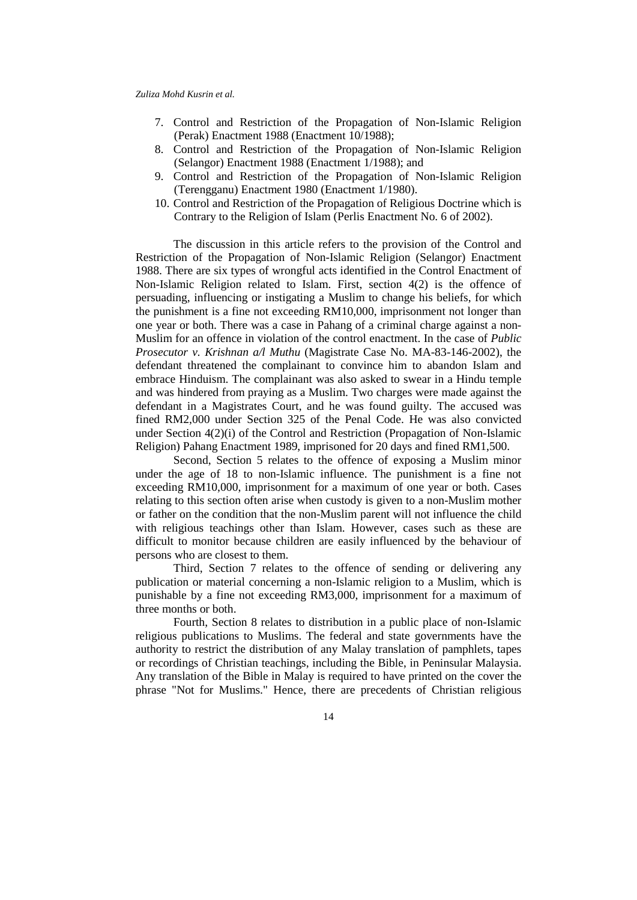7. Control and Restriction of the Propagation of Non-Islamic Religion (Perak) Enactment 1988 (Enactment 10/1988);
8. Control and Restriction of the Propagation of Non-Islamic Religion (Selangor) Enactment 1988 (Enactment 1/1988); and
9. Control and Restriction of the Propagation of Non-Islamic Religion (Terengganu) Enactment 1980 (Enactment 1/1980).
10. Control and Restriction of the Propagation of Religious Doctrine which is Contrary to the Religion of Islam (Perlis Enactment No. 6 of 2002).

The discussion in this article refers to the provision of the Control and Restriction of the Propagation of Non-Islamic Religion (Selangor) Enactment 1988. There are six types of wrongful acts identified in the Control Enactment of Non-Islamic Religion related to Islam. First, section 4(2) is the offence of persuading, influencing or instigating a Muslim to change his beliefs, for which the punishment is a fine not exceeding RM10,000, imprisonment not longer than one year or both. There was a case in Pahang of a criminal charge against a non-Muslim for an offence in violation of the control enactment. In the case of *Public Prosecutor v. Krishnan a/l Muthu* (Magistrate Case No. MA-83-146-2002), the defendant threatened the complainant to convince him to abandon Islam and embrace Hinduism. The complainant was also asked to swear in a Hindu temple and was hindered from praying as a Muslim. Two charges were made against the defendant in a Magistrates Court, and he was found guilty. The accused was fined RM2,000 under Section 325 of the Penal Code. He was also convicted under Section 4(2)(i) of the Control and Restriction (Propagation of Non-Islamic Religion) Pahang Enactment 1989, imprisoned for 20 days and fined RM1,500.

Second, Section 5 relates to the offence of exposing a Muslim minor under the age of 18 to non-Islamic influence. The punishment is a fine not exceeding RM10,000, imprisonment for a maximum of one year or both. Cases relating to this section often arise when custody is given to a non-Muslim mother or father on the condition that the non-Muslim parent will not influence the child with religious teachings other than Islam. However, cases such as these are difficult to monitor because children are easily influenced by the behaviour of persons who are closest to them.

Third, Section 7 relates to the offence of sending or delivering any publication or material concerning a non-Islamic religion to a Muslim, which is punishable by a fine not exceeding RM3,000, imprisonment for a maximum of three months or both.

Fourth, Section 8 relates to distribution in a public place of non-Islamic religious publications to Muslims. The federal and state governments have the authority to restrict the distribution of any Malay translation of pamphlets, tapes or recordings of Christian teachings, including the Bible, in Peninsular Malaysia. Any translation of the Bible in Malay is required to have printed on the cover the phrase "Not for Muslims." Hence, there are precedents of Christian religious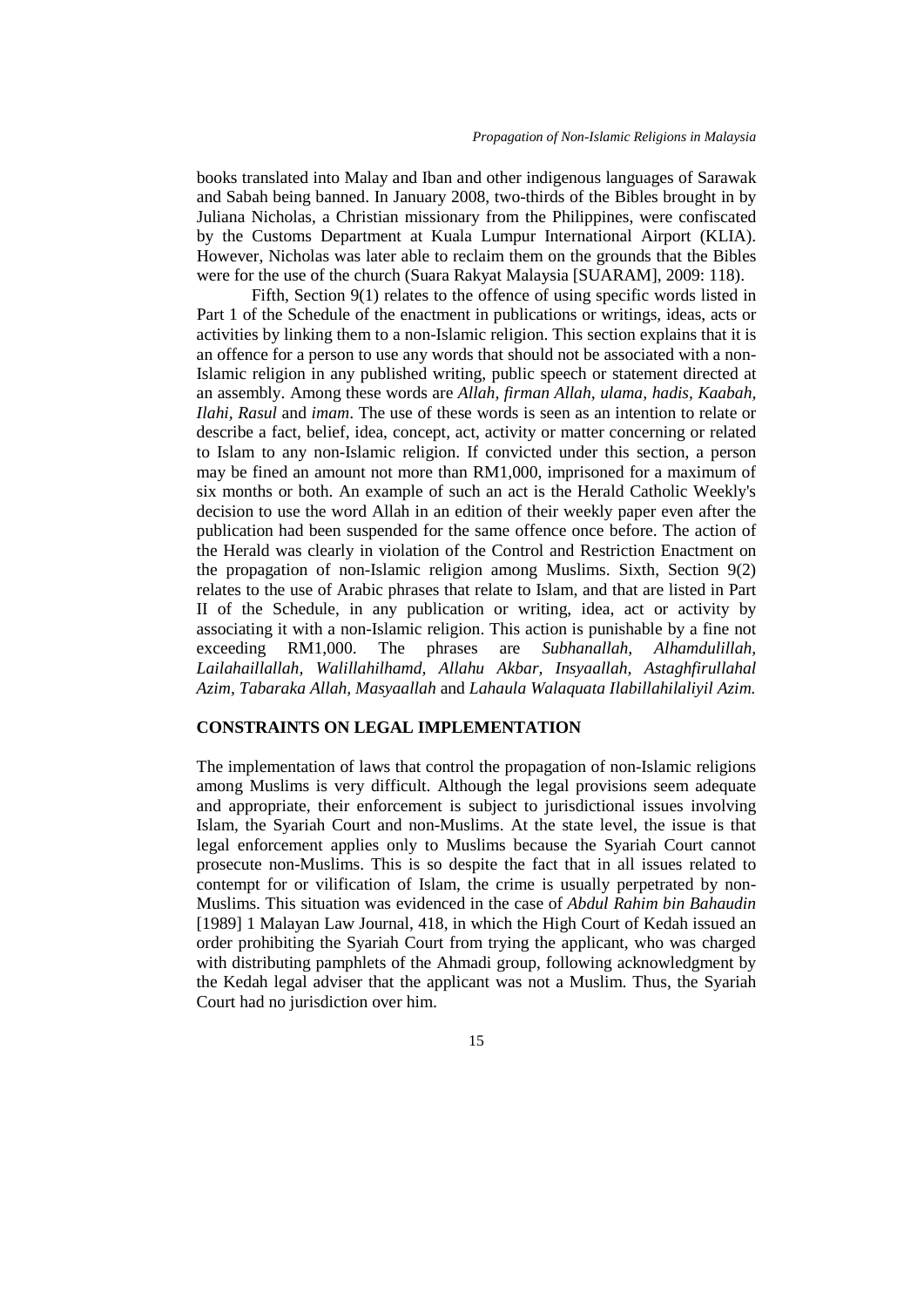books translated into Malay and Iban and other indigenous languages of Sarawak and Sabah being banned. In January 2008, two-thirds of the Bibles brought in by Juliana Nicholas, a Christian missionary from the Philippines, were confiscated by the Customs Department at Kuala Lumpur International Airport (KLIA). However, Nicholas was later able to reclaim them on the grounds that the Bibles were for the use of the church (Suara Rakyat Malaysia [SUARAM], 2009: 118).

Fifth, Section 9(1) relates to the offence of using specific words listed in Part 1 of the Schedule of the enactment in publications or writings, ideas, acts or activities by linking them to a non-Islamic religion. This section explains that it is an offence for a person to use any words that should not be associated with a non-Islamic religion in any published writing, public speech or statement directed at an assembly. Among these words are *Allah*, *firman Allah*, *ulama*, *hadis*, *Kaabah*, *Ilahi*, *Rasul* and *imam*. The use of these words is seen as an intention to relate or describe a fact, belief, idea, concept, act, activity or matter concerning or related to Islam to any non-Islamic religion. If convicted under this section, a person may be fined an amount not more than RM1,000, imprisoned for a maximum of six months or both. An example of such an act is the Herald Catholic Weekly's decision to use the word Allah in an edition of their weekly paper even after the publication had been suspended for the same offence once before. The action of the Herald was clearly in violation of the Control and Restriction Enactment on the propagation of non-Islamic religion among Muslims. Sixth, Section 9(2) relates to the use of Arabic phrases that relate to Islam, and that are listed in Part II of the Schedule, in any publication or writing, idea, act or activity by associating it with a non-Islamic religion. This action is punishable by a fine not exceeding RM1,000. The phrases are *Subhanallah*, *Alhamdulillah*, *Lailahaillallah*, *Walillahilhamd*, *Allahu Akbar*, *Insyaallah*, *Astaghfirullahal Azim*, *Tabaraka Allah*, *Masyaallah* and *Lahaula Walaquata Ilabillahilaliyil Azim.*

## CONSTRAINTS ON LEGAL IMPLEMENTATION

The implementation of laws that control the propagation of non-Islamic religions among Muslims is very difficult. Although the legal provisions seem adequate and appropriate, their enforcement is subject to jurisdictional issues involving Islam, the Syariah Court and non-Muslims. At the state level, the issue is that legal enforcement applies only to Muslims because the Syariah Court cannot prosecute non-Muslims. This is so despite the fact that in all issues related to contempt for or vilification of Islam, the crime is usually perpetrated by non-Muslims. This situation was evidenced in the case of *Abdul Rahim bin Bahaudin* [1989] 1 Malayan Law Journal, 418, in which the High Court of Kedah issued an order prohibiting the Syariah Court from trying the applicant, who was charged with distributing pamphlets of the Ahmadi group, following acknowledgment by the Kedah legal adviser that the applicant was not a Muslim. Thus, the Syariah Court had no jurisdiction over him.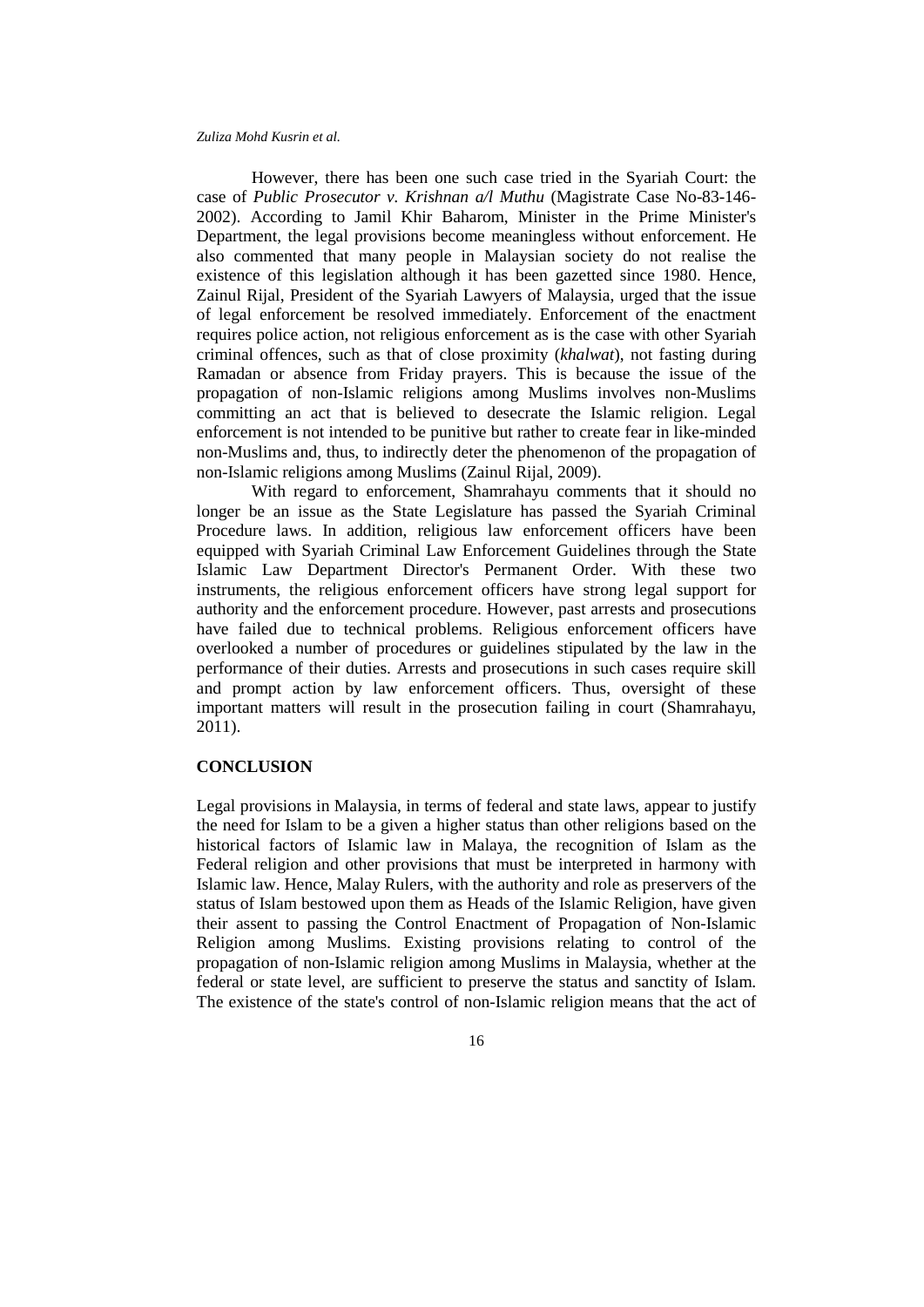However, there has been one such case tried in the Syariah Court: the case of *Public Prosecutor v. Krishnan a/l Muthu* (Magistrate Case No-83-146-2002). According to Jamil Khir Baharom, Minister in the Prime Minister's Department, the legal provisions become meaningless without enforcement. He also commented that many people in Malaysian society do not realise the existence of this legislation although it has been gazetted since 1980. Hence, Zainul Rijal, President of the Syariah Lawyers of Malaysia, urged that the issue of legal enforcement be resolved immediately. Enforcement of the enactment requires police action, not religious enforcement as is the case with other Syariah criminal offences, such as that of close proximity (*khalwat*), not fasting during Ramadan or absence from Friday prayers. This is because the issue of the propagation of non-Islamic religions among Muslims involves non-Muslims committing an act that is believed to desecrate the Islamic religion. Legal enforcement is not intended to be punitive but rather to create fear in like-minded non-Muslims and, thus, to indirectly deter the phenomenon of the propagation of non-Islamic religions among Muslims (Zainul Rijal, 2009).

With regard to enforcement, Shamrahayu comments that it should no longer be an issue as the State Legislature has passed the Syariah Criminal Procedure laws. In addition, religious law enforcement officers have been equipped with Syariah Criminal Law Enforcement Guidelines through the State Islamic Law Department Director's Permanent Order. With these two instruments, the religious enforcement officers have strong legal support for authority and the enforcement procedure. However, past arrests and prosecutions have failed due to technical problems. Religious enforcement officers have overlooked a number of procedures or guidelines stipulated by the law in the performance of their duties. Arrests and prosecutions in such cases require skill and prompt action by law enforcement officers. Thus, oversight of these important matters will result in the prosecution failing in court (Shamrahayu, 2011).

## CONCLUSION

Legal provisions in Malaysia, in terms of federal and state laws, appear to justify the need for Islam to be a given a higher status than other religions based on the historical factors of Islamic law in Malaya, the recognition of Islam as the Federal religion and other provisions that must be interpreted in harmony with Islamic law. Hence, Malay Rulers, with the authority and role as preservers of the status of Islam bestowed upon them as Heads of the Islamic Religion, have given their assent to passing the Control Enactment of Propagation of Non-Islamic Religion among Muslims. Existing provisions relating to control of the propagation of non-Islamic religion among Muslims in Malaysia, whether at the federal or state level, are sufficient to preserve the status and sanctity of Islam. The existence of the state's control of non-Islamic religion means that the act of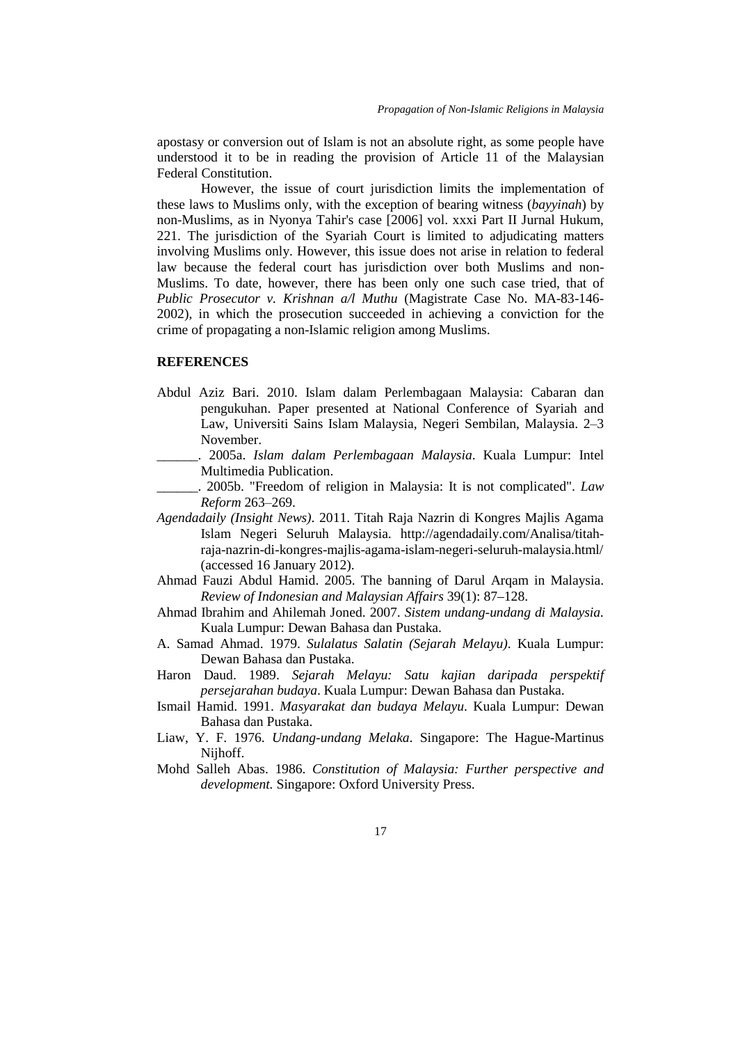apostasy or conversion out of Islam is not an absolute right, as some people have understood it to be in reading the provision of Article 11 of the Malaysian Federal Constitution.

However, the issue of court jurisdiction limits the implementation of these laws to Muslims only, with the exception of bearing witness (*bayyinah*) by non-Muslims, as in Nyonya Tahir's case [2006] vol. xxxi Part II Jurnal Hukum, 221. The jurisdiction of the Syariah Court is limited to adjudicating matters involving Muslims only. However, this issue does not arise in relation to federal law because the federal court has jurisdiction over both Muslims and non-Muslims. To date, however, there has been only one such case tried, that of *Public Prosecutor v. Krishnan a/l Muthu* (Magistrate Case No. MA-83-146-2002), in which the prosecution succeeded in achieving a conviction for the crime of propagating a non-Islamic religion among Muslims.

## REFERENCES

Abdul Aziz Bari. 2010. Islam dalam Perlembagaan Malaysia: Cabaran dan pengukuhan. Paper presented at National Conference of Syariah and Law, Universiti Sains Islam Malaysia, Negeri Sembilan, Malaysia. 2–3 November.

______. 2005a. *Islam dalam Perlembagaan Malaysia*. Kuala Lumpur: Intel Multimedia Publication.

______. 2005b. "Freedom of religion in Malaysia: It is not complicated". *Law Reform* 263–269.

*Agendadaily (Insight News)*. 2011. Titah Raja Nazrin di Kongres Majlis Agama Islam Negeri Seluruh Malaysia. http://agendadaily.com/Analisa/titah-raja-nazrin-di-kongres-majlis-agama-islam-negeri-seluruh-malaysia.html/ (accessed 16 January 2012).

Ahmad Fauzi Abdul Hamid. 2005. The banning of Darul Arqam in Malaysia. *Review of Indonesian and Malaysian Affairs* 39(1): 87–128.

Ahmad Ibrahim and Ahilemah Joned. 2007. *Sistem undang-undang di Malaysia.* Kuala Lumpur: Dewan Bahasa dan Pustaka.

A. Samad Ahmad. 1979. *Sulalatus Salatin (Sejarah Melayu)*. Kuala Lumpur: Dewan Bahasa dan Pustaka.

Haron Daud. 1989. *Sejarah Melayu: Satu kajian daripada perspektif persejarahan budaya*. Kuala Lumpur: Dewan Bahasa dan Pustaka.

Ismail Hamid. 1991. *Masyarakat dan budaya Melayu*. Kuala Lumpur: Dewan Bahasa dan Pustaka.

Liaw, Y. F. 1976. *Undang-undang Melaka*. Singapore: The Hague-Martinus Nijhoff.

Mohd Salleh Abas. 1986. *Constitution of Malaysia: Further perspective and development.* Singapore: Oxford University Press.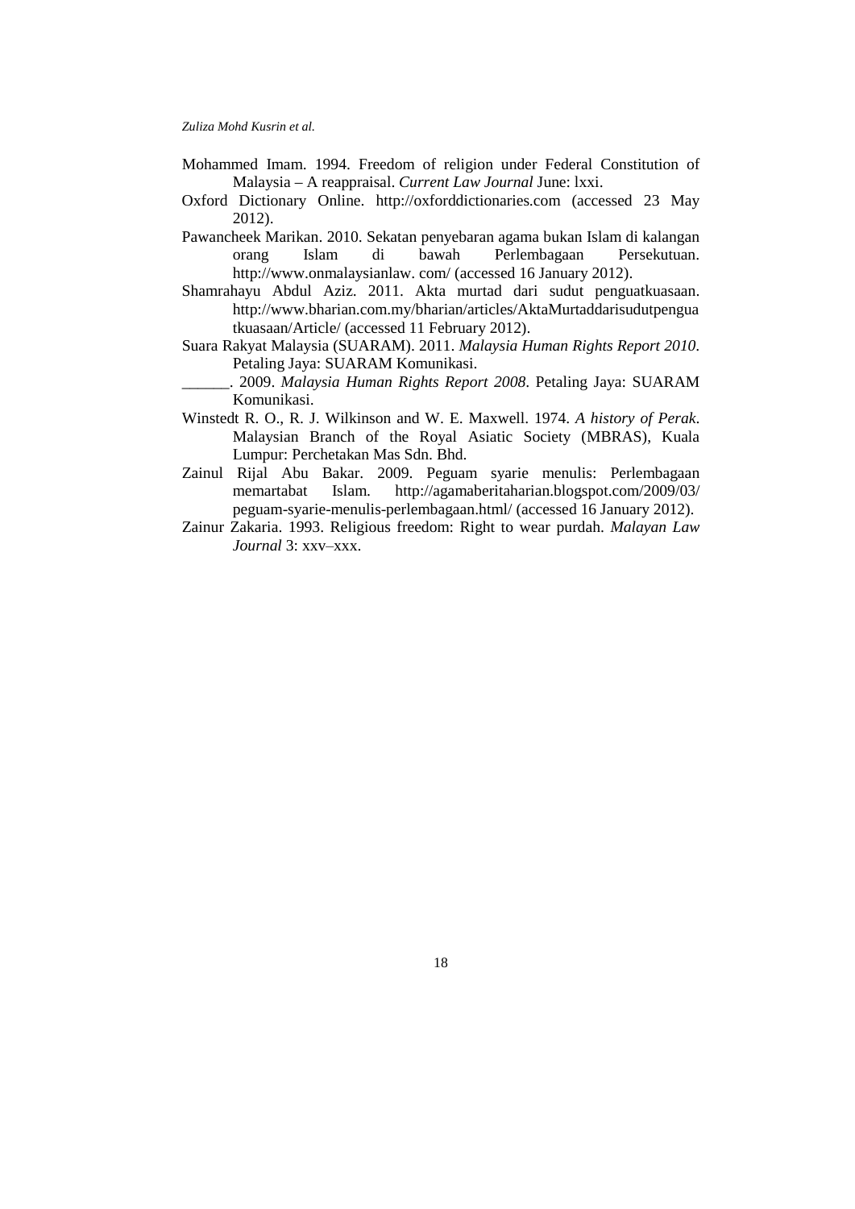Mohammed Imam. 1994. Freedom of religion under Federal Constitution of Malaysia – A reappraisal. *Current Law Journal* June: lxxi.

Oxford Dictionary Online. http://oxforddictionaries.com (accessed 23 May 2012).

Pawancheek Marikan. 2010. Sekatan penyebaran agama bukan Islam di kalangan orang Islam di bawah Perlembagaan Persekutuan. http://www.onmalaysianlaw. com/ (accessed 16 January 2012).

Shamrahayu Abdul Aziz. 2011. Akta murtad dari sudut penguatkuasaan. http://www.bharian.com.my/bharian/articles/AktaMurtaddarisudutpenguatkuasaan/Article/ (accessed 11 February 2012).

Suara Rakyat Malaysia (SUARAM). 2011. *Malaysia Human Rights Report 2010*. Petaling Jaya: SUARAM Komunikasi.

______. 2009. *Malaysia Human Rights Report 2008*. Petaling Jaya: SUARAM Komunikasi.

Winstedt R. O., R. J. Wilkinson and W. E. Maxwell. 1974. *A history of Perak*. Malaysian Branch of the Royal Asiatic Society (MBRAS), Kuala Lumpur: Perchetakan Mas Sdn. Bhd.

Zainul Rijal Abu Bakar. 2009. Peguam syarie menulis: Perlembagaan memartabat Islam. http://agamaberitaharian.blogspot.com/2009/03/peguam-syarie-menulis-perlembagaan.html/ (accessed 16 January 2012).

Zainur Zakaria. 1993. Religious freedom: Right to wear purdah. *Malayan Law Journal* 3: xxv–xxx.